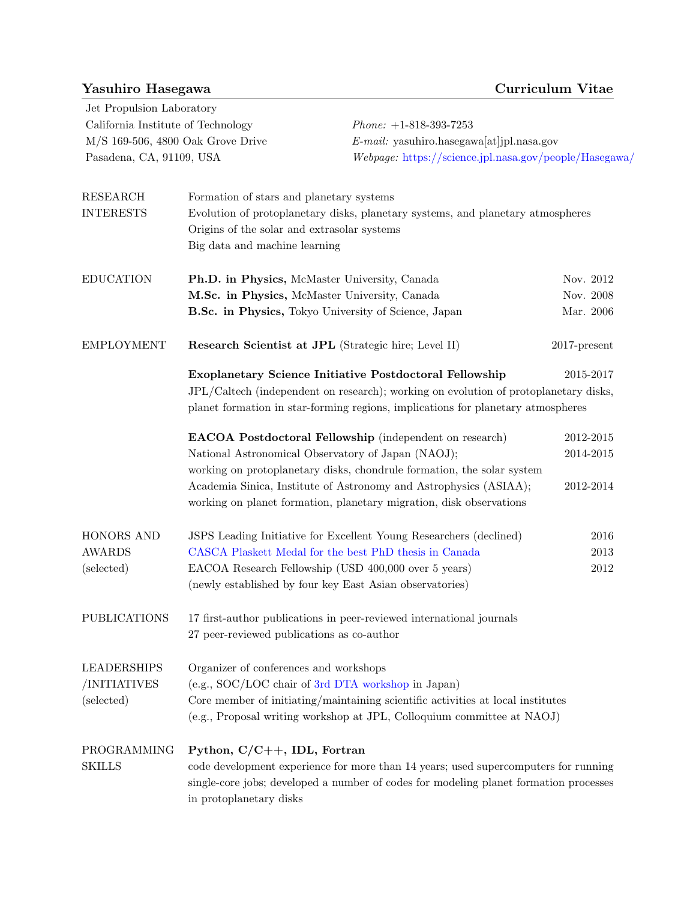# Yasuhiro Hasegawa — Curriculum Vitae

Jet Propulsion Laboratory
California Institute of Technology
M/S 169-506, 4800 Oak Grove Drive
Pasadena, CA, 91109, USA

*Phone:* +1-818-393-7253
*E-mail:* yasuhiro.hasegawa[at]jpl.nasa.gov
*Webpage:* https://science.jpl.nasa.gov/people/Hasegawa/

## RESEARCH INTERESTS

Formation of stars and planetary systems
Evolution of protoplanetary disks, planetary systems, and planetary atmospheres
Origins of the solar and extrasolar systems
Big data and machine learning

## EDUCATION

**Ph.D. in Physics,** McMaster University, Canada — Nov. 2012
**M.Sc. in Physics,** McMaster University, Canada — Nov. 2008
**B.Sc. in Physics,** Tokyo University of Science, Japan — Mar. 2006

## EMPLOYMENT

**Research Scientist at JPL** (Strategic hire; Level II) — 2017-present

**Exoplanetary Science Initiative Postdoctoral Fellowship** — 2015-2017
JPL/Caltech (independent on research); working on evolution of protoplanetary disks, planet formation in star-forming regions, implications for planetary atmospheres

**EACOA Postdoctoral Fellowship** (independent on research) — 2012-2015
National Astronomical Observatory of Japan (NAOJ); — 2014-2015
working on protoplanetary disks, chondrule formation, the solar system
Academia Sinica, Institute of Astronomy and Astrophysics (ASIAA); — 2012-2014
working on planet formation, planetary migration, disk observations

## HONORS AND AWARDS (selected)

JSPS Leading Initiative for Excellent Young Researchers (declined) — 2016
CASCA Plaskett Medal for the best PhD thesis in Canada — 2013
EACOA Research Fellowship (USD 400,000 over 5 years) — 2012
(newly established by four key East Asian observatories)

## PUBLICATIONS

17 first-author publications in peer-reviewed international journals
27 peer-reviewed publications as co-author

## LEADERSHIPS /INITIATIVES (selected)

Organizer of conferences and workshops
(e.g., SOC/LOC chair of 3rd DTA workshop in Japan)
Core member of initiating/maintaining scientific activities at local institutes
(e.g., Proposal writing workshop at JPL, Colloquium committee at NAOJ)

## PROGRAMMING SKILLS

**Python, C/C++, IDL, Fortran**
code development experience for more than 14 years; used supercomputers for running single-core jobs; developed a number of codes for modeling planet formation processes in protoplanetary disks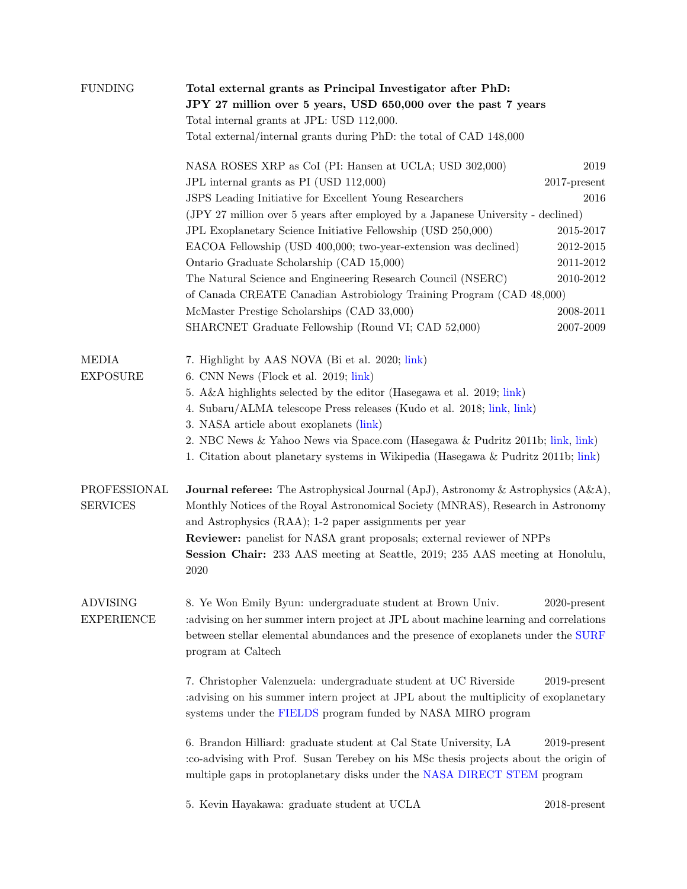## FUNDING

**Total external grants as Principal Investigator after PhD:**
**JPY 27 million over 5 years, USD 650,000 over the past 7 years**
Total internal grants at JPL: USD 112,000.
Total external/internal grants during PhD: the total of CAD 148,000

- NASA ROSES XRP as CoI (PI: Hansen at UCLA; USD 302,000) — 2019
- JPL internal grants as PI (USD 112,000) — 2017-present
- JSPS Leading Initiative for Excellent Young Researchers — 2016
  (JPY 27 million over 5 years after employed by a Japanese University - declined)
- JPL Exoplanetary Science Initiative Fellowship (USD 250,000) — 2015-2017
- EACOA Fellowship (USD 400,000; two-year-extension was declined) — 2012-2015
- Ontario Graduate Scholarship (CAD 15,000) — 2011-2012
- The Natural Science and Engineering Research Council (NSERC) of Canada CREATE Canadian Astrobiology Training Program (CAD 48,000) — 2010-2012
- McMaster Prestige Scholarships (CAD 33,000) — 2008-2011
- SHARCNET Graduate Fellowship (Round VI; CAD 52,000) — 2007-2009

## MEDIA EXPOSURE

7. Highlight by AAS NOVA (Bi et al. 2020; link)
6. CNN News (Flock et al. 2019; link)
5. A&A highlights selected by the editor (Hasegawa et al. 2019; link)
4. Subaru/ALMA telescope Press releases (Kudo et al. 2018; link, link)
3. NASA article about exoplanets (link)
2. NBC News & Yahoo News via Space.com (Hasegawa & Pudritz 2011b; link, link)
1. Citation about planetary systems in Wikipedia (Hasegawa & Pudritz 2011b; link)

## PROFESSIONAL SERVICES

**Journal referee:** The Astrophysical Journal (ApJ), Astronomy & Astrophysics (A&A), Monthly Notices of the Royal Astronomical Society (MNRAS), Research in Astronomy and Astrophysics (RAA); 1-2 paper assignments per year
**Reviewer:** panelist for NASA grant proposals; external reviewer of NPPs
**Session Chair:** 233 AAS meeting at Seattle, 2019; 235 AAS meeting at Honolulu, 2020

## ADVISING EXPERIENCE

8. Ye Won Emily Byun: undergraduate student at Brown Univ. — 2020-present
:advising on her summer intern project at JPL about machine learning and correlations between stellar elemental abundances and the presence of exoplanets under the SURF program at Caltech

7. Christopher Valenzuela: undergraduate student at UC Riverside — 2019-present
:advising on his summer intern project at JPL about the multiplicity of exoplanetary systems under the FIELDS program funded by NASA MIRO program

6. Brandon Hilliard: graduate student at Cal State University, LA — 2019-present
:co-advising with Prof. Susan Terebey on his MSc thesis projects about the origin of multiple gaps in protoplanetary disks under the NASA DIRECT STEM program

5. Kevin Hayakawa: graduate student at UCLA — 2018-present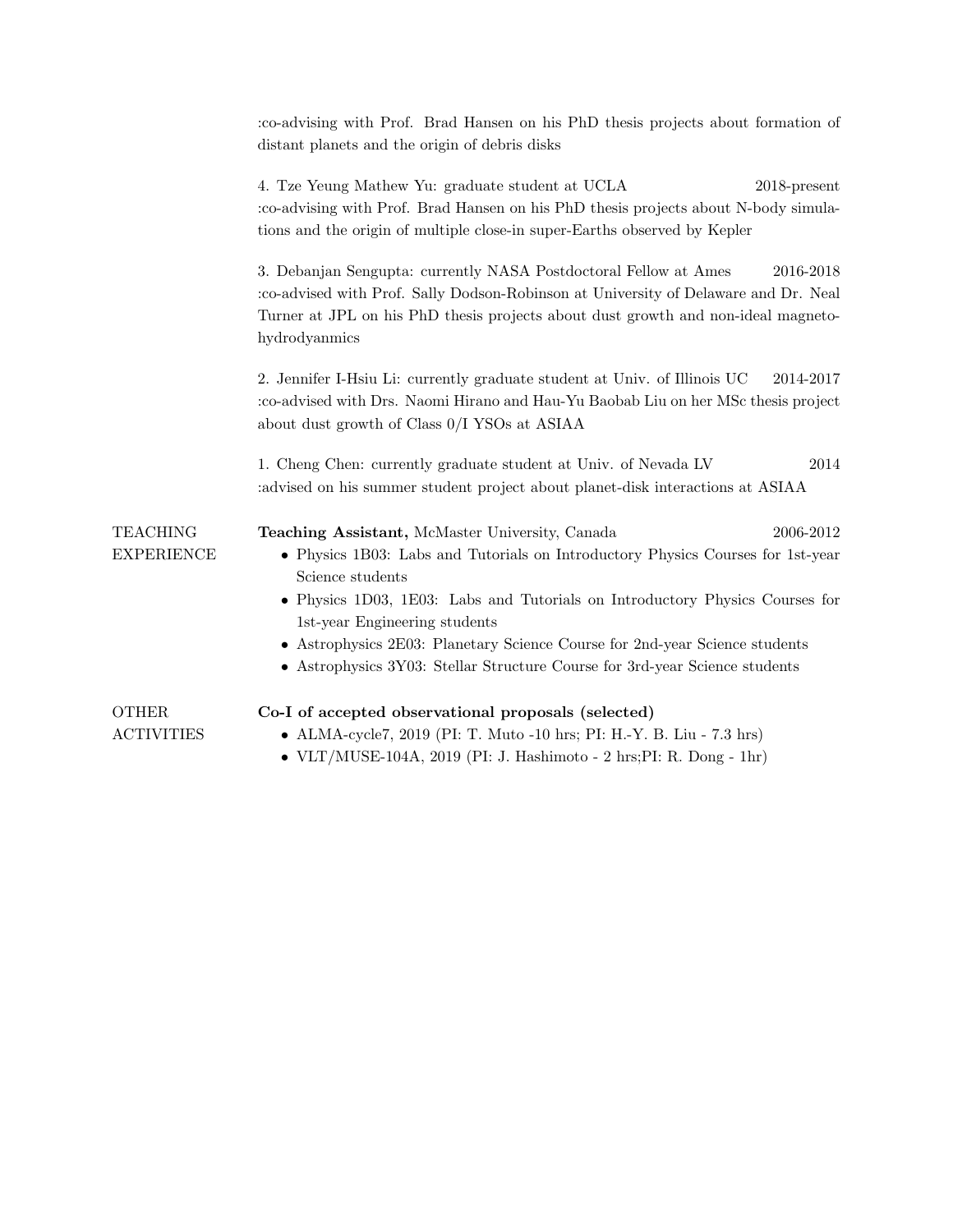:co-advising with Prof. Brad Hansen on his PhD thesis projects about formation of distant planets and the origin of debris disks

4. Tze Yeung Mathew Yu: graduate student at UCLA 2018-present
:co-advising with Prof. Brad Hansen on his PhD thesis projects about N-body simulations and the origin of multiple close-in super-Earths observed by Kepler

3. Debanjan Sengupta: currently NASA Postdoctoral Fellow at Ames 2016-2018
:co-advised with Prof. Sally Dodson-Robinson at University of Delaware and Dr. Neal Turner at JPL on his PhD thesis projects about dust growth and non-ideal magneto-hydrodyanmics

2. Jennifer I-Hsiu Li: currently graduate student at Univ. of Illinois UC 2014-2017
:co-advised with Drs. Naomi Hirano and Hau-Yu Baobab Liu on her MSc thesis project about dust growth of Class 0/I YSOs at ASIAA

1. Cheng Chen: currently graduate student at Univ. of Nevada LV 2014
:advised on his summer student project about planet-disk interactions at ASIAA

## TEACHING EXPERIENCE

**Teaching Assistant,** McMaster University, Canada 2006-2012

- Physics 1B03: Labs and Tutorials on Introductory Physics Courses for 1st-year Science students
- Physics 1D03, 1E03: Labs and Tutorials on Introductory Physics Courses for 1st-year Engineering students
- Astrophysics 2E03: Planetary Science Course for 2nd-year Science students
- Astrophysics 3Y03: Stellar Structure Course for 3rd-year Science students

## OTHER ACTIVITIES

**Co-I of accepted observational proposals (selected)**

- ALMA-cycle7, 2019 (PI: T. Muto -10 hrs; PI: H.-Y. B. Liu - 7.3 hrs)
- VLT/MUSE-104A, 2019 (PI: J. Hashimoto - 2 hrs;PI: R. Dong - 1hr)